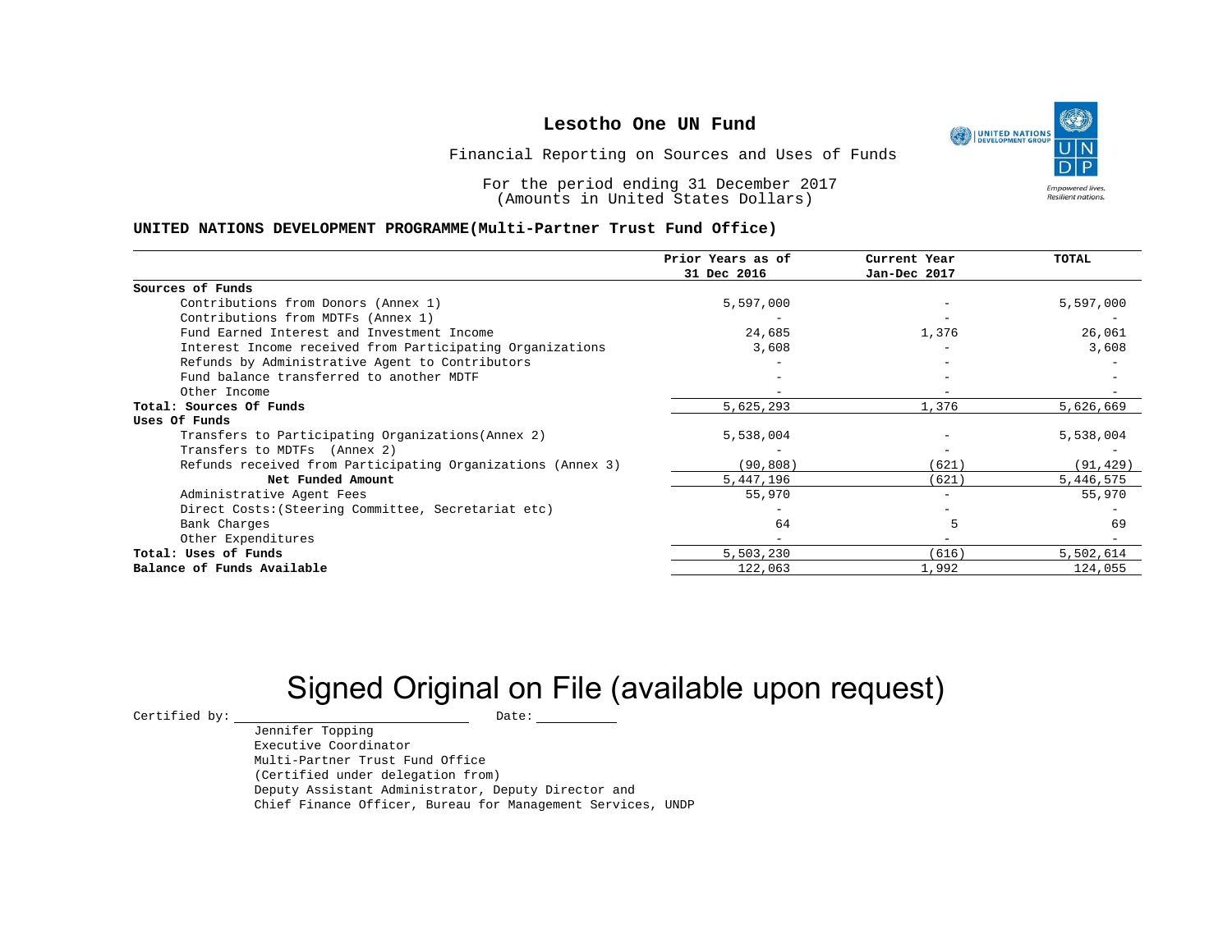# Lesotho One UN Fund

Financial Reporting on Sources and Uses of Funds

For the period ending 31 December 2017
(Amounts in United States Dollars)

**UNITED NATIONS DEVELOPMENT PROGRAMME(Multi-Partner Trust Fund Office)**

| | Prior Years as of 31 Dec 2016 | Current Year Jan-Dec 2017 | TOTAL |
|---|---|---|---|
| **Sources of Funds** | | | |
| Contributions from Donors (Annex 1) | 5,597,000 | - | 5,597,000 |
| Contributions from MDTFs (Annex 1) | - | - | - |
| Fund Earned Interest and Investment Income | 24,685 | 1,376 | 26,061 |
| Interest Income received from Participating Organizations | 3,608 | - | 3,608 |
| Refunds by Administrative Agent to Contributors | - | - | - |
| Fund balance transferred to another MDTF | - | - | - |
| Other Income | - | - | - |
| **Total: Sources Of Funds** | 5,625,293 | 1,376 | 5,626,669 |
| **Uses Of Funds** | | | |
| Transfers to Participating Organizations(Annex 2) | 5,538,004 | - | 5,538,004 |
| Transfers to MDTFs (Annex 2) | - | - | - |
| Refunds received from Participating Organizations (Annex 3) | (90,808) | (621) | (91,429) |
| **Net Funded Amount** | 5,447,196 | (621) | 5,446,575 |
| Administrative Agent Fees | 55,970 | - | 55,970 |
| Direct Costs:(Steering Committee, Secretariat etc) | - | - | - |
| Bank Charges | 64 | 5 | 69 |
| Other Expenditures | - | - | - |
| **Total: Uses of Funds** | 5,503,230 | (616) | 5,502,614 |
| **Balance of Funds Available** | 122,063 | 1,992 | 124,055 |

Signed Original on File (available upon request)

Certified by: ______________________ Date: __________

Jennifer Topping
Executive Coordinator
Multi-Partner Trust Fund Office
(Certified under delegation from)
Deputy Assistant Administrator, Deputy Director and
Chief Finance Officer, Bureau for Management Services, UNDP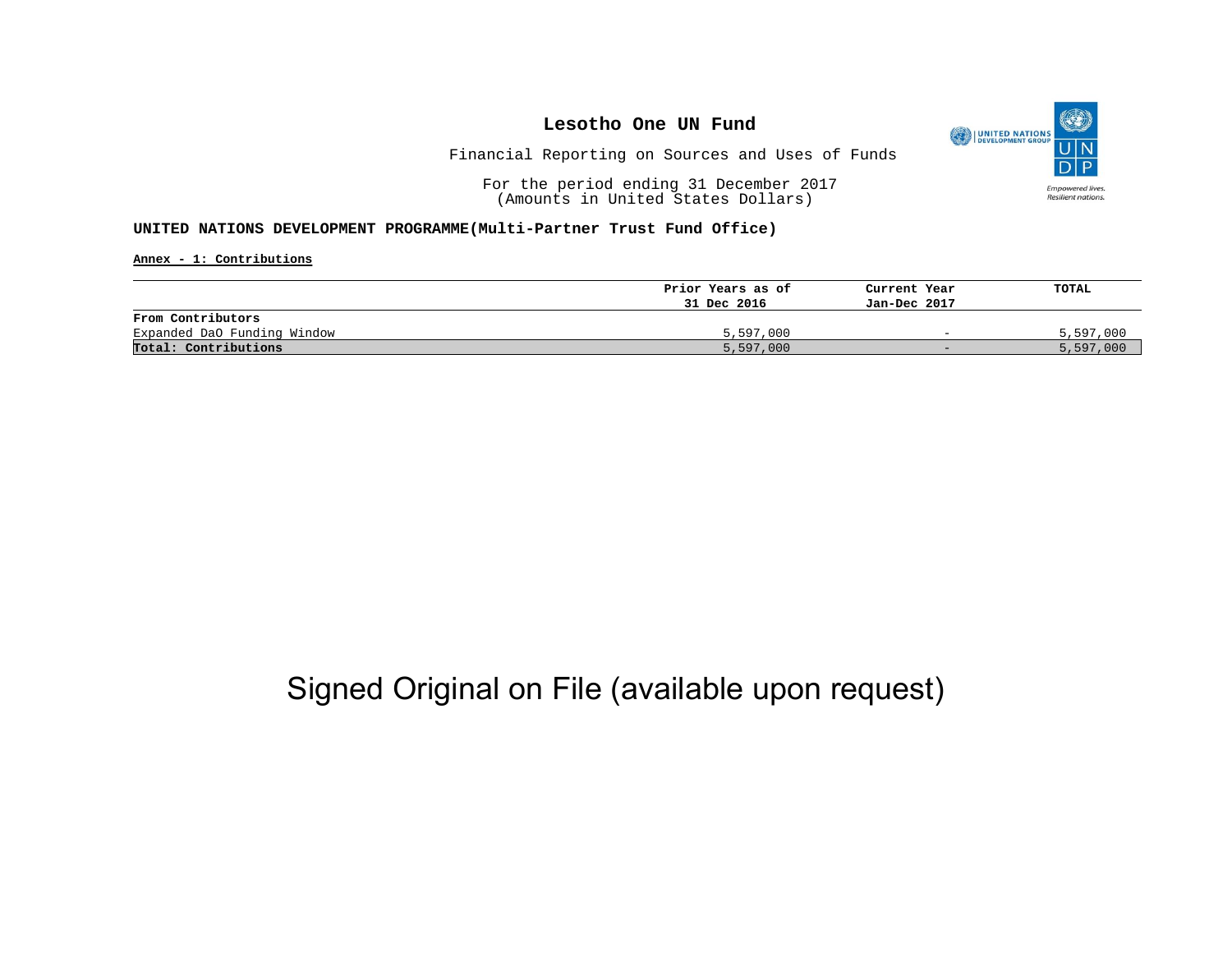# Lesotho One UN Fund

Financial Reporting on Sources and Uses of Funds

For the period ending 31 December 2017
(Amounts in United States Dollars)

**UNITED NATIONS DEVELOPMENT PROGRAMME(Multi-Partner Trust Fund Office)**

**Annex - 1: Contributions**

| | Prior Years as of 31 Dec 2016 | Current Year Jan-Dec 2017 | TOTAL |
|---|---|---|---|
| **From Contributors** | | | |
| Expanded DaO Funding Window | 5,597,000 | - | 5,597,000 |
| **Total: Contributions** | 5,597,000 | - | 5,597,000 |

Signed Original on File (available upon request)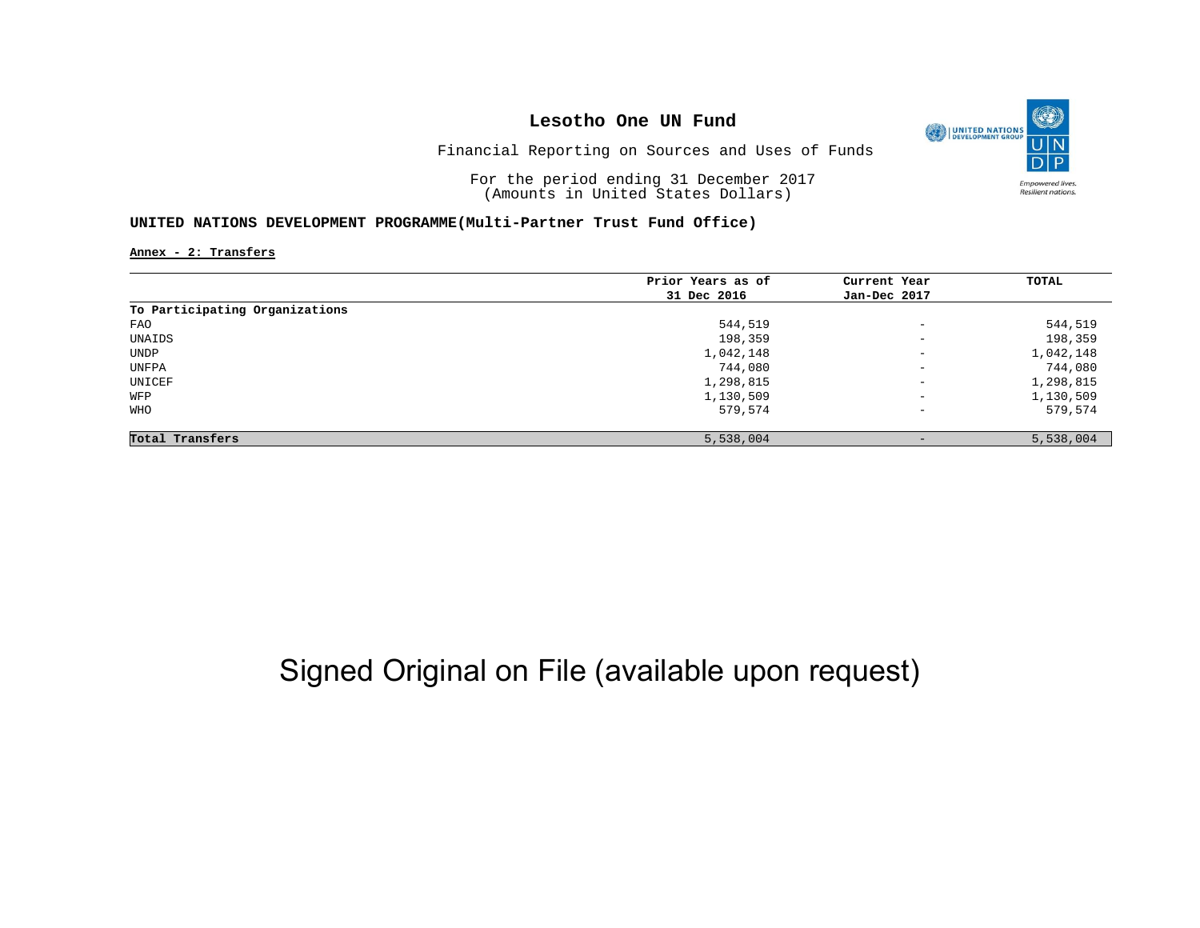# Lesotho One UN Fund

Financial Reporting on Sources and Uses of Funds

For the period ending 31 December 2017
(Amounts in United States Dollars)

**UNITED NATIONS DEVELOPMENT PROGRAMME(Multi-Partner Trust Fund Office)**

**Annex - 2: Transfers**

| | Prior Years as of 31 Dec 2016 | Current Year Jan-Dec 2017 | TOTAL |
|---|---|---|---|
| **To Participating Organizations** | | | |
| FAO | 544,519 | - | 544,519 |
| UNAIDS | 198,359 | - | 198,359 |
| UNDP | 1,042,148 | - | 1,042,148 |
| UNFPA | 744,080 | - | 744,080 |
| UNICEF | 1,298,815 | - | 1,298,815 |
| WFP | 1,130,509 | - | 1,130,509 |
| WHO | 579,574 | - | 579,574 |
| **Total Transfers** | 5,538,004 | - | 5,538,004 |

Signed Original on File (available upon request)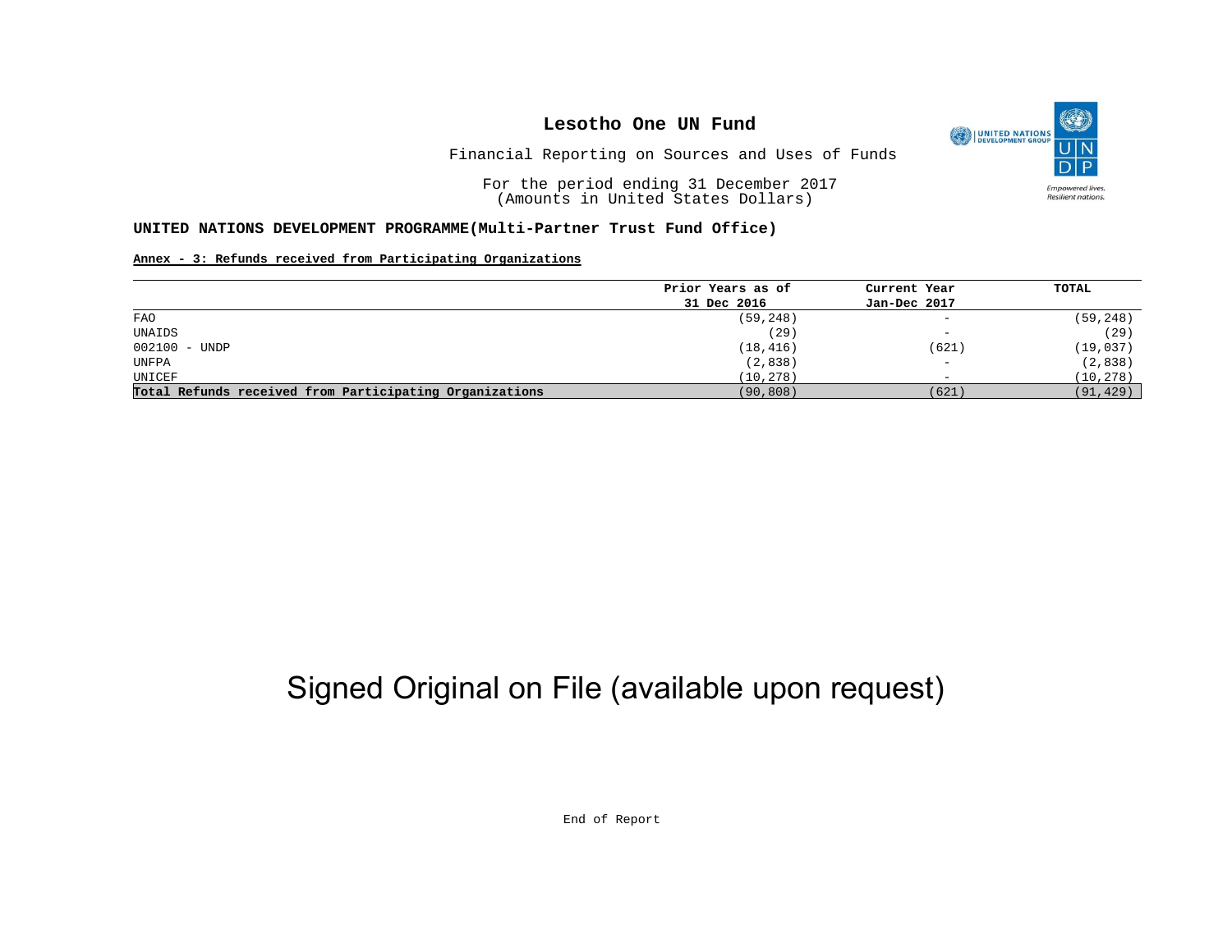# Lesotho One UN Fund

Financial Reporting on Sources and Uses of Funds

For the period ending 31 December 2017
(Amounts in United States Dollars)

**UNITED NATIONS DEVELOPMENT PROGRAMME(Multi-Partner Trust Fund Office)**

**Annex - 3: Refunds received from Participating Organizations**

| | Prior Years as of 31 Dec 2016 | Current Year Jan-Dec 2017 | TOTAL |
|---|---|---|---|
| FAO | (59,248) | - | (59,248) |
| UNAIDS | (29) | - | (29) |
| 002100 - UNDP | (18,416) | (621) | (19,037) |
| UNFPA | (2,838) | - | (2,838) |
| UNICEF | (10,278) | - | (10,278) |
| **Total Refunds received from Participating Organizations** | (90,808) | (621) | (91,429) |

Signed Original on File (available upon request)

End of Report